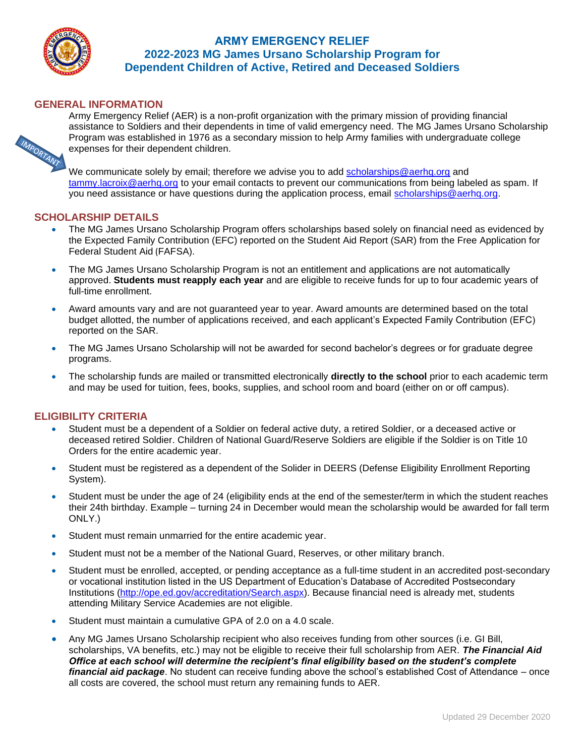# ARMY EMERGENCY RELIEF
# 2022-2023 MG James Ursano Scholarship Program for Dependent Children of Active, Retired and Deceased Soldiers

## GENERAL INFORMATION

Army Emergency Relief (AER) is a non-profit organization with the primary mission of providing financial assistance to Soldiers and their dependents in time of valid emergency need. The MG James Ursano Scholarship Program was established in 1976 as a secondary mission to help Army families with undergraduate college expenses for their dependent children.

IMPORTANT

We communicate solely by email; therefore we advise you to add scholarships@aerhq.org and tammy.lacroix@aerhq.org to your email contacts to prevent our communications from being labeled as spam. If you need assistance or have questions during the application process, email scholarships@aerhq.org.

## SCHOLARSHIP DETAILS

- The MG James Ursano Scholarship Program offers scholarships based solely on financial need as evidenced by the Expected Family Contribution (EFC) reported on the Student Aid Report (SAR) from the Free Application for Federal Student Aid (FAFSA).
- The MG James Ursano Scholarship Program is not an entitlement and applications are not automatically approved. **Students must reapply each year** and are eligible to receive funds for up to four academic years of full-time enrollment.
- Award amounts vary and are not guaranteed year to year. Award amounts are determined based on the total budget allotted, the number of applications received, and each applicant's Expected Family Contribution (EFC) reported on the SAR.
- The MG James Ursano Scholarship will not be awarded for second bachelor's degrees or for graduate degree programs.
- The scholarship funds are mailed or transmitted electronically **directly to the school** prior to each academic term and may be used for tuition, fees, books, supplies, and school room and board (either on or off campus).

## ELIGIBILITY CRITERIA

- Student must be a dependent of a Soldier on federal active duty, a retired Soldier, or a deceased active or deceased retired Soldier. Children of National Guard/Reserve Soldiers are eligible if the Soldier is on Title 10 Orders for the entire academic year.
- Student must be registered as a dependent of the Solider in DEERS (Defense Eligibility Enrollment Reporting System).
- Student must be under the age of 24 (eligibility ends at the end of the semester/term in which the student reaches their 24th birthday. Example – turning 24 in December would mean the scholarship would be awarded for fall term ONLY.)
- Student must remain unmarried for the entire academic year.
- Student must not be a member of the National Guard, Reserves, or other military branch.
- Student must be enrolled, accepted, or pending acceptance as a full-time student in an accredited post-secondary or vocational institution listed in the US Department of Education's Database of Accredited Postsecondary Institutions (http://ope.ed.gov/accreditation/Search.aspx). Because financial need is already met, students attending Military Service Academies are not eligible.
- Student must maintain a cumulative GPA of 2.0 on a 4.0 scale.
- Any MG James Ursano Scholarship recipient who also receives funding from other sources (i.e. GI Bill, scholarships, VA benefits, etc.) may not be eligible to receive their full scholarship from AER. ***The Financial Aid Office at each school will determine the recipient's final eligibility based on the student's complete financial aid package***. No student can receive funding above the school's established Cost of Attendance – once all costs are covered, the school must return any remaining funds to AER.

Updated 29 December 2020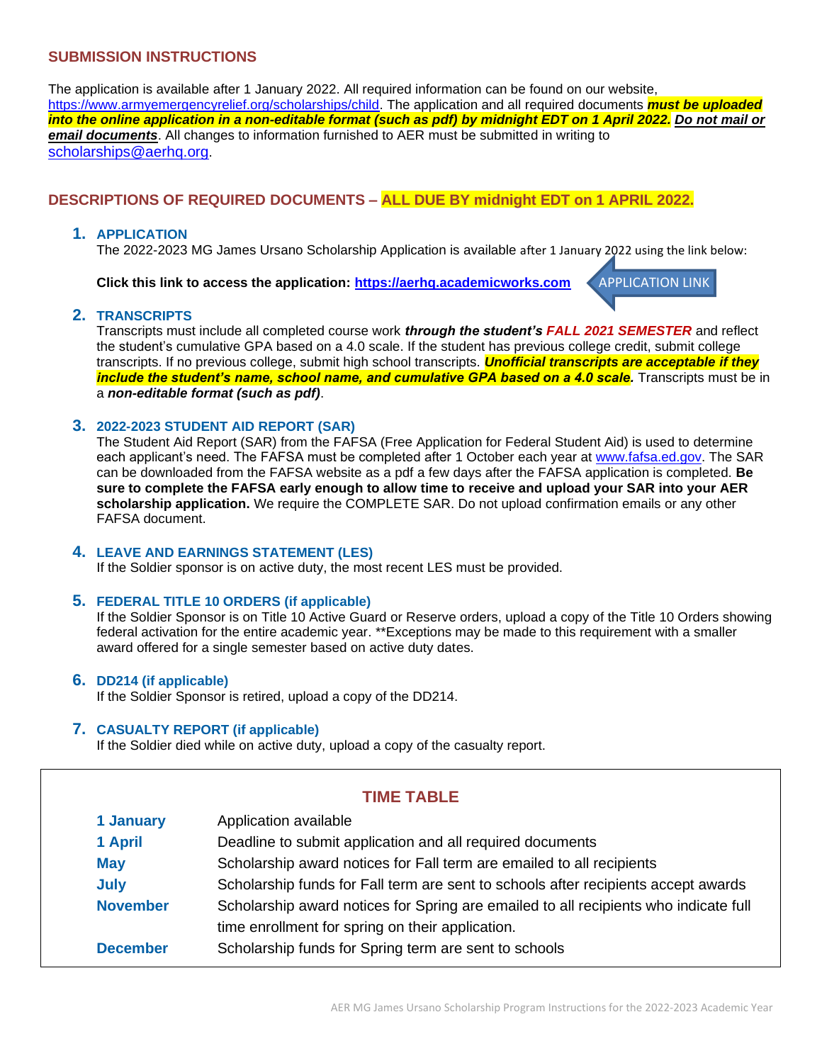## SUBMISSION INSTRUCTIONS

The application is available after 1 January 2022. All required information can be found on our website, https://www.armyemergencyrelief.org/scholarships/child. The application and all required documents ***must be uploaded into the online application in a non-editable format (such as pdf) by midnight EDT on 1 April 2022.*** ***Do not mail or email documents***. All changes to information furnished to AER must be submitted in writing to scholarships@aerhq.org.

## DESCRIPTIONS OF REQUIRED DOCUMENTS – ALL DUE BY midnight EDT on 1 APRIL 2022.

### 1. APPLICATION

The 2022-2023 MG James Ursano Scholarship Application is available after 1 January 2022 using the link below:

**Click this link to access the application: https://aerhq.academicworks.com** APPLICATION LINK

### 2. TRANSCRIPTS

Transcripts must include all completed course work ***through the student's FALL 2021 SEMESTER*** and reflect the student's cumulative GPA based on a 4.0 scale. If the student has previous college credit, submit college transcripts. If no previous college, submit high school transcripts. ***Unofficial transcripts are acceptable if they include the student's name, school name, and cumulative GPA based on a 4.0 scale.*** Transcripts must be in a ***non-editable format (such as pdf)***.

### 3. 2022-2023 STUDENT AID REPORT (SAR)

The Student Aid Report (SAR) from the FAFSA (Free Application for Federal Student Aid) is used to determine each applicant's need. The FAFSA must be completed after 1 October each year at www.fafsa.ed.gov. The SAR can be downloaded from the FAFSA website as a pdf a few days after the FAFSA application is completed. **Be sure to complete the FAFSA early enough to allow time to receive and upload your SAR into your AER scholarship application.** We require the COMPLETE SAR. Do not upload confirmation emails or any other FAFSA document.

### 4. LEAVE AND EARNINGS STATEMENT (LES)

If the Soldier sponsor is on active duty, the most recent LES must be provided.

### 5. FEDERAL TITLE 10 ORDERS (if applicable)

If the Soldier Sponsor is on Title 10 Active Guard or Reserve orders, upload a copy of the Title 10 Orders showing federal activation for the entire academic year. **Exceptions may be made to this requirement with a smaller award offered for a single semester based on active duty dates.

### 6. DD214 (if applicable)

If the Soldier Sponsor is retired, upload a copy of the DD214.

### 7. CASUALTY REPORT (if applicable)

If the Soldier died while on active duty, upload a copy of the casualty report.

## TIME TABLE

| | |
|---|---|
| **1 January** | Application available |
| **1 April** | Deadline to submit application and all required documents |
| **May** | Scholarship award notices for Fall term are emailed to all recipients |
| **July** | Scholarship funds for Fall term are sent to schools after recipients accept awards |
| **November** | Scholarship award notices for Spring are emailed to all recipients who indicate full time enrollment for spring on their application. |
| **December** | Scholarship funds for Spring term are sent to schools |